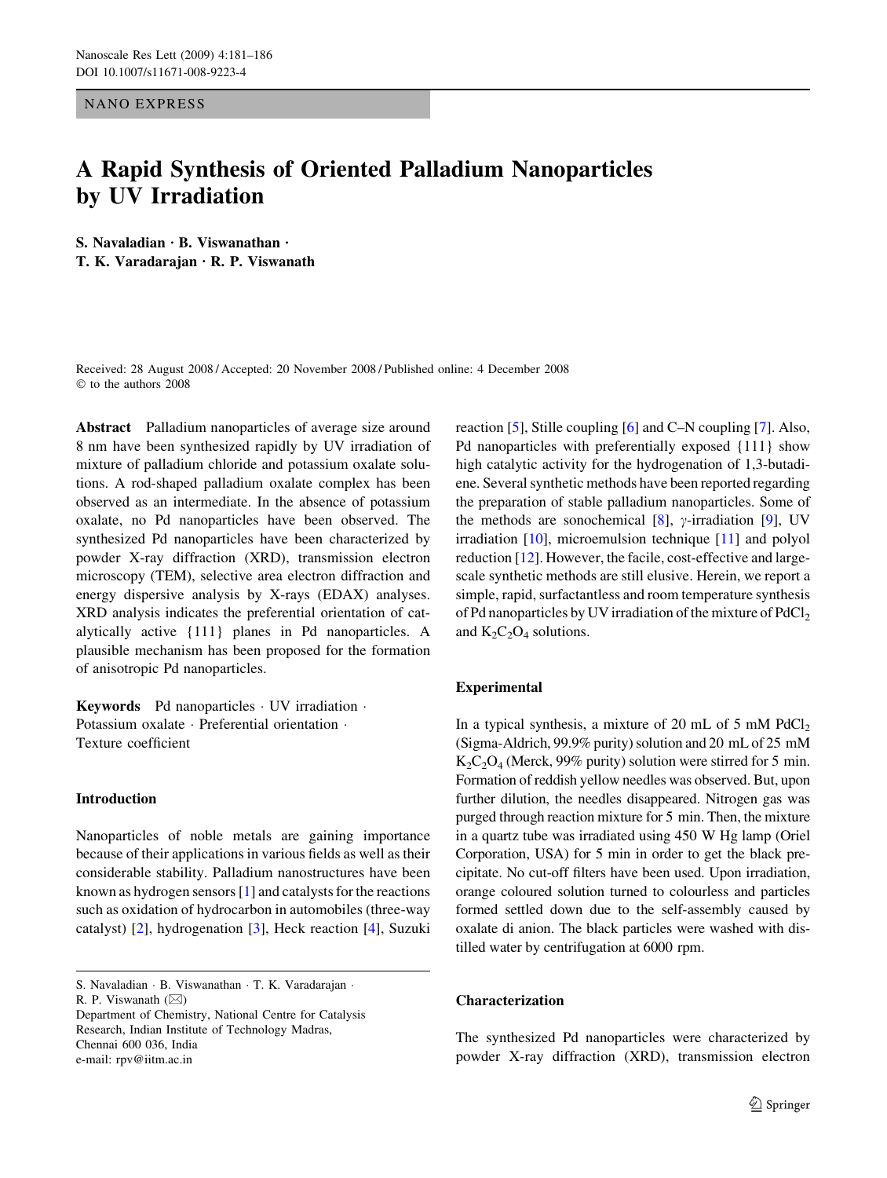NANO EXPRESS

# A Rapid Synthesis of Oriented Palladium Nanoparticles by UV Irradiation

**S. Navaladian · B. Viswanathan · T. K. Varadarajan · R. P. Viswanath**

Received: 28 August 2008 / Accepted: 20 November 2008 / Published online: 4 December 2008
© to the authors 2008

**Abstract** Palladium nanoparticles of average size around 8 nm have been synthesized rapidly by UV irradiation of mixture of palladium chloride and potassium oxalate solutions. A rod-shaped palladium oxalate complex has been observed as an intermediate. In the absence of potassium oxalate, no Pd nanoparticles have been observed. The synthesized Pd nanoparticles have been characterized by powder X-ray diffraction (XRD), transmission electron microscopy (TEM), selective area electron diffraction and energy dispersive analysis by X-rays (EDAX) analyses. XRD analysis indicates the preferential orientation of catalytically active {111} planes in Pd nanoparticles. A plausible mechanism has been proposed for the formation of anisotropic Pd nanoparticles.

**Keywords** Pd nanoparticles · UV irradiation · Potassium oxalate · Preferential orientation · Texture coefficient

S. Navaladian · B. Viswanathan · T. K. Varadarajan · R. P. Viswanath (✉)
Department of Chemistry, National Centre for Catalysis Research, Indian Institute of Technology Madras, Chennai 600 036, India
e-mail: rpv@iitm.ac.in

## Introduction

Nanoparticles of noble metals are gaining importance because of their applications in various fields as well as their considerable stability. Palladium nanostructures have been known as hydrogen sensors [1] and catalysts for the reactions such as oxidation of hydrocarbon in automobiles (three-way catalyst) [2], hydrogenation [3], Heck reaction [4], Suzuki reaction [5], Stille coupling [6] and C–N coupling [7]. Also, Pd nanoparticles with preferentially exposed {111} show high catalytic activity for the hydrogenation of 1,3-butadiene. Several synthetic methods have been reported regarding the preparation of stable palladium nanoparticles. Some of the methods are sonochemical [8], $\gamma$-irradiation [9], UV irradiation [10], microemulsion technique [11] and polyol reduction [12]. However, the facile, cost-effective and large-scale synthetic methods are still elusive. Herein, we report a simple, rapid, surfactantless and room temperature synthesis of Pd nanoparticles by UV irradiation of the mixture of $PdCl_2$ and $K_2C_2O_4$ solutions.

## Experimental

In a typical synthesis, a mixture of 20 mL of 5 mM $PdCl_2$ (Sigma-Aldrich, 99.9% purity) solution and 20 mL of 25 mM $K_2C_2O_4$ (Merck, 99% purity) solution were stirred for 5 min. Formation of reddish yellow needles was observed. But, upon further dilution, the needles disappeared. Nitrogen gas was purged through reaction mixture for 5 min. Then, the mixture in a quartz tube was irradiated using 450 W Hg lamp (Oriel Corporation, USA) for 5 min in order to get the black precipitate. No cut-off filters have been used. Upon irradiation, orange coloured solution turned to colourless and particles formed settled down due to the self-assembly caused by oxalate di anion. The black particles were washed with distilled water by centrifugation at 6000 rpm.

## Characterization

The synthesized Pd nanoparticles were characterized by powder X-ray diffraction (XRD), transmission electron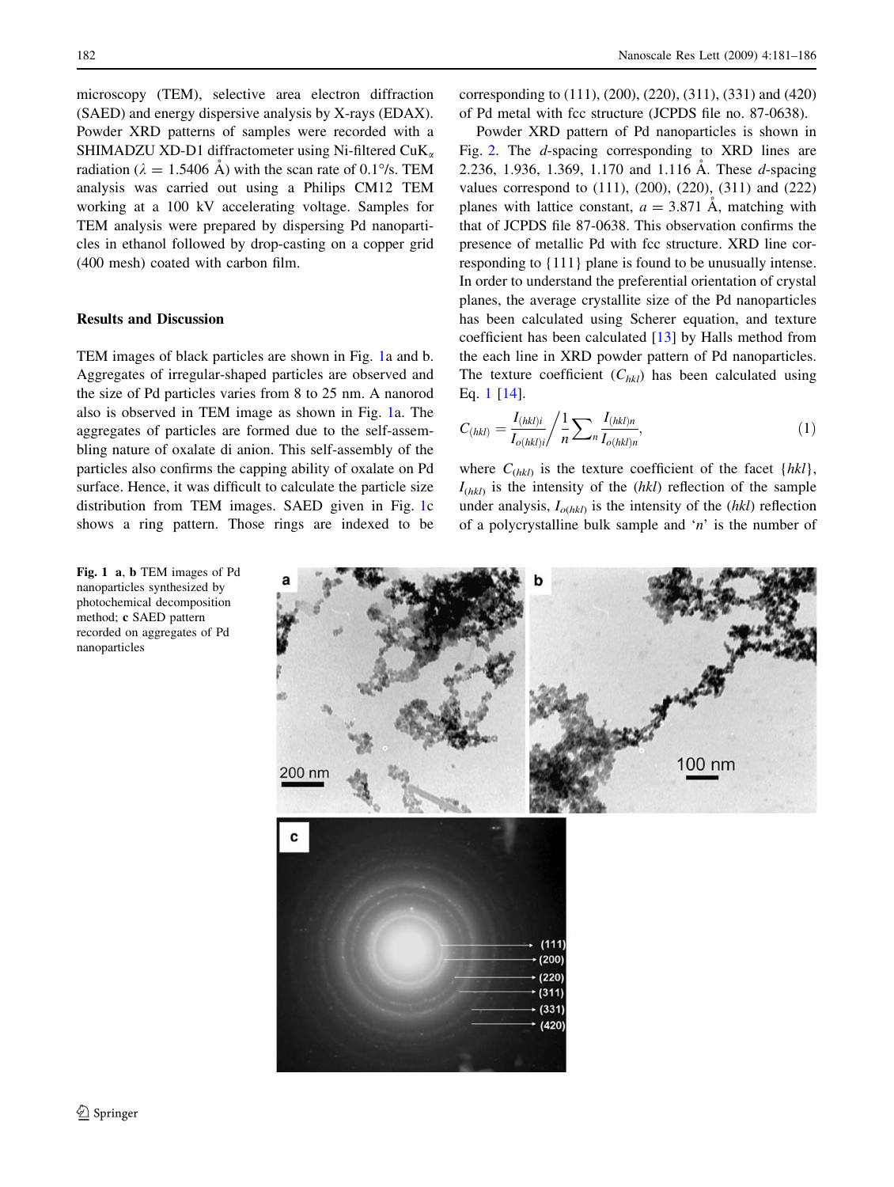microscopy (TEM), selective area electron diffraction (SAED) and energy dispersive analysis by X-rays (EDAX). Powder XRD patterns of samples were recorded with a SHIMADZU XD-D1 diffractometer using Ni-filtered Cu$K_\alpha$ radiation ($\lambda = 1.5406$ Å) with the scan rate of 0.1°/s. TEM analysis was carried out using a Philips CM12 TEM working at a 100 kV accelerating voltage. Samples for TEM analysis were prepared by dispersing Pd nanoparticles in ethanol followed by drop-casting on a copper grid (400 mesh) coated with carbon film.

## Results and Discussion

TEM images of black particles are shown in Fig. 1a and b. Aggregates of irregular-shaped particles are observed and the size of Pd particles varies from 8 to 25 nm. A nanorod also is observed in TEM image as shown in Fig. 1a. The aggregates of particles are formed due to the self-assembling nature of oxalate di anion. This self-assembly of the particles also confirms the capping ability of oxalate on Pd surface. Hence, it was difficult to calculate the particle size distribution from TEM images. SAED given in Fig. 1c shows a ring pattern. Those rings are indexed to be corresponding to (111), (200), (220), (311), (331) and (420) of Pd metal with fcc structure (JCPDS file no. 87-0638).

Powder XRD pattern of Pd nanoparticles is shown in Fig. 2. The *d*-spacing corresponding to XRD lines are 2.236, 1.936, 1.369, 1.170 and 1.116 Å. These *d*-spacing values correspond to (111), (200), (220), (311) and (222) planes with lattice constant, $a = 3.871$ Å, matching with that of JCPDS file 87-0638. This observation confirms the presence of metallic Pd with fcc structure. XRD line corresponding to {111} plane is found to be unusually intense. In order to understand the preferential orientation of crystal planes, the average crystallite size of the Pd nanoparticles has been calculated using Scherer equation, and texture coefficient has been calculated [13] by Halls method from the each line in XRD powder pattern of Pd nanoparticles. The texture coefficient ($C_{hkl}$) has been calculated using Eq. 1 [14].

$$C_{(hkl)} = \frac{I_{(hkl)i}}{I_{o(hkl)i}} \bigg/ \frac{1}{n} \sum_{n} \frac{I_{(hkl)n}}{I_{o(hkl)n}}, \tag{1}$$

where $C_{(hkl)}$ is the texture coefficient of the facet {*hkl*}, $I_{(hkl)}$ is the intensity of the (*hkl*) reflection of the sample under analysis, $I_{o(hkl)}$ is the intensity of the (*hkl*) reflection of a polycrystalline bulk sample and '*n*' is the number of

**Fig. 1** **a**, **b** TEM images of Pd nanoparticles synthesized by photochemical decomposition method; **c** SAED pattern recorded on aggregates of Pd nanoparticles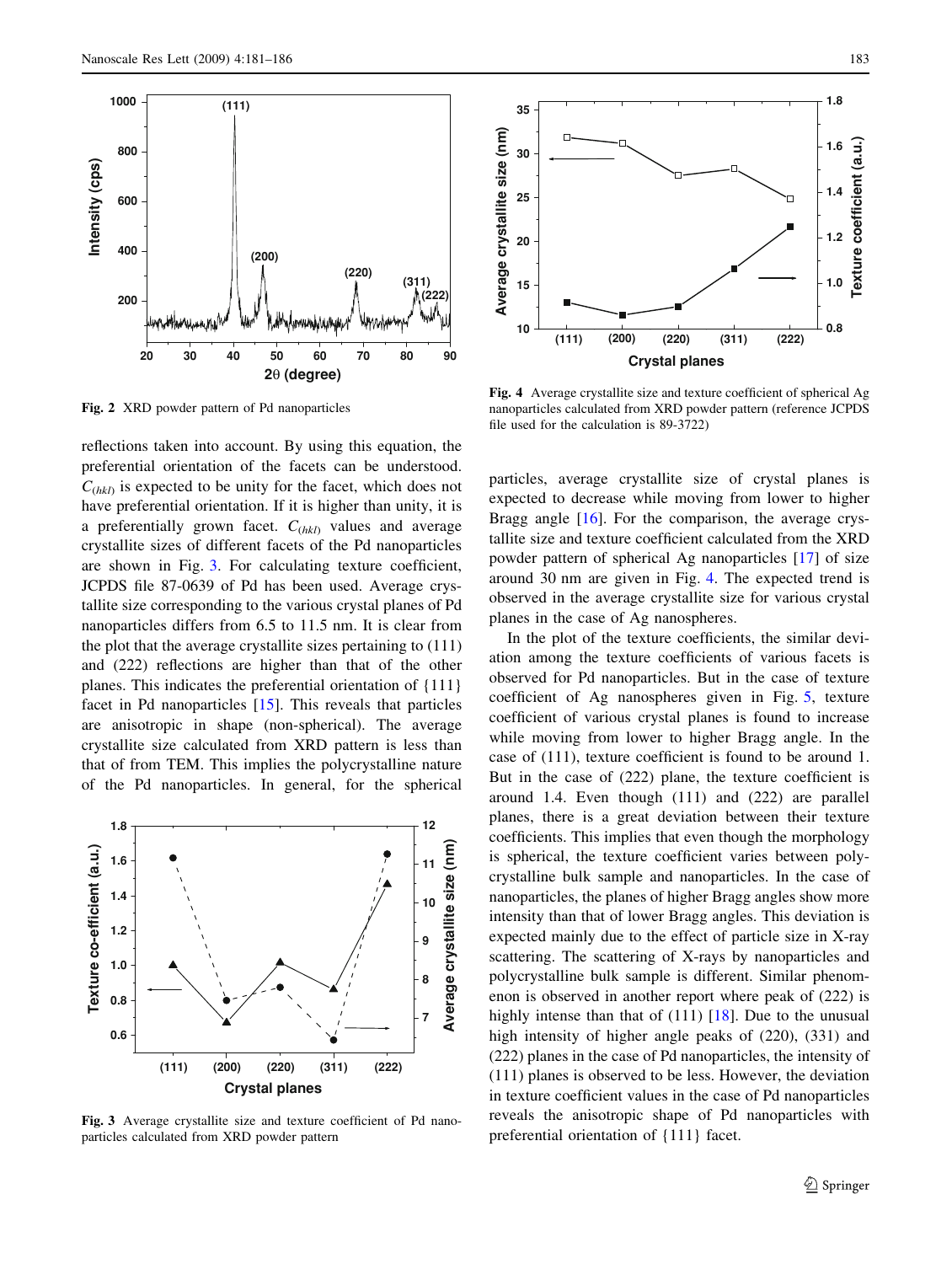Fig. 2 XRD powder pattern of Pd nanoparticles

reflections taken into account. By using this equation, the preferential orientation of the facets can be understood. $C_{(hkl)}$ is expected to be unity for the facet, which does not have preferential orientation. If it is higher than unity, it is a preferentially grown facet. $C_{(hkl)}$ values and average crystallite sizes of different facets of the Pd nanoparticles are shown in Fig. 3. For calculating texture coefficient, JCPDS file 87-0639 of Pd has been used. Average crystallite size corresponding to the various crystal planes of Pd nanoparticles differs from 6.5 to 11.5 nm. It is clear from the plot that the average crystallite sizes pertaining to (111) and (222) reflections are higher than that of the other planes. This indicates the preferential orientation of {111} facet in Pd nanoparticles [15]. This reveals that particles are anisotropic in shape (non-spherical). The average crystallite size calculated from XRD pattern is less than that of from TEM. This implies the polycrystalline nature of the Pd nanoparticles. In general, for the spherical particles, average crystallite size of crystal planes is expected to decrease while moving from lower to higher Bragg angle [16]. For the comparison, the average crystallite size and texture coefficient calculated from the XRD powder pattern of spherical Ag nanoparticles [17] of size around 30 nm are given in Fig. 4. The expected trend is observed in the average crystallite size for various crystal planes in the case of Ag nanospheres.

Fig. 3 Average crystallite size and texture coefficient of Pd nanoparticles calculated from XRD powder pattern

Fig. 4 Average crystallite size and texture coefficient of spherical Ag nanoparticles calculated from XRD powder pattern (reference JCPDS file used for the calculation is 89-3722)

In the plot of the texture coefficients, the similar deviation among the texture coefficients of various facets is observed for Pd nanoparticles. But in the case of texture coefficient of Ag nanospheres given in Fig. 5, texture coefficient of various crystal planes is found to increase while moving from lower to higher Bragg angle. In the case of (111), texture coefficient is found to be around 1. But in the case of (222) plane, the texture coefficient is around 1.4. Even though (111) and (222) are parallel planes, there is a great deviation between their texture coefficients. This implies that even though the morphology is spherical, the texture coefficient varies between polycrystalline bulk sample and nanoparticles. In the case of nanoparticles, the planes of higher Bragg angles show more intensity than that of lower Bragg angles. This deviation is expected mainly due to the effect of particle size in X-ray scattering. The scattering of X-rays by nanoparticles and polycrystalline bulk sample is different. Similar phenomenon is observed in another report where peak of (222) is highly intense than that of (111) [18]. Due to the unusual high intensity of higher angle peaks of (220), (331) and (222) planes in the case of Pd nanoparticles, the intensity of (111) planes is observed to be less. However, the deviation in texture coefficient values in the case of Pd nanoparticles reveals the anisotropic shape of Pd nanoparticles with preferential orientation of {111} facet.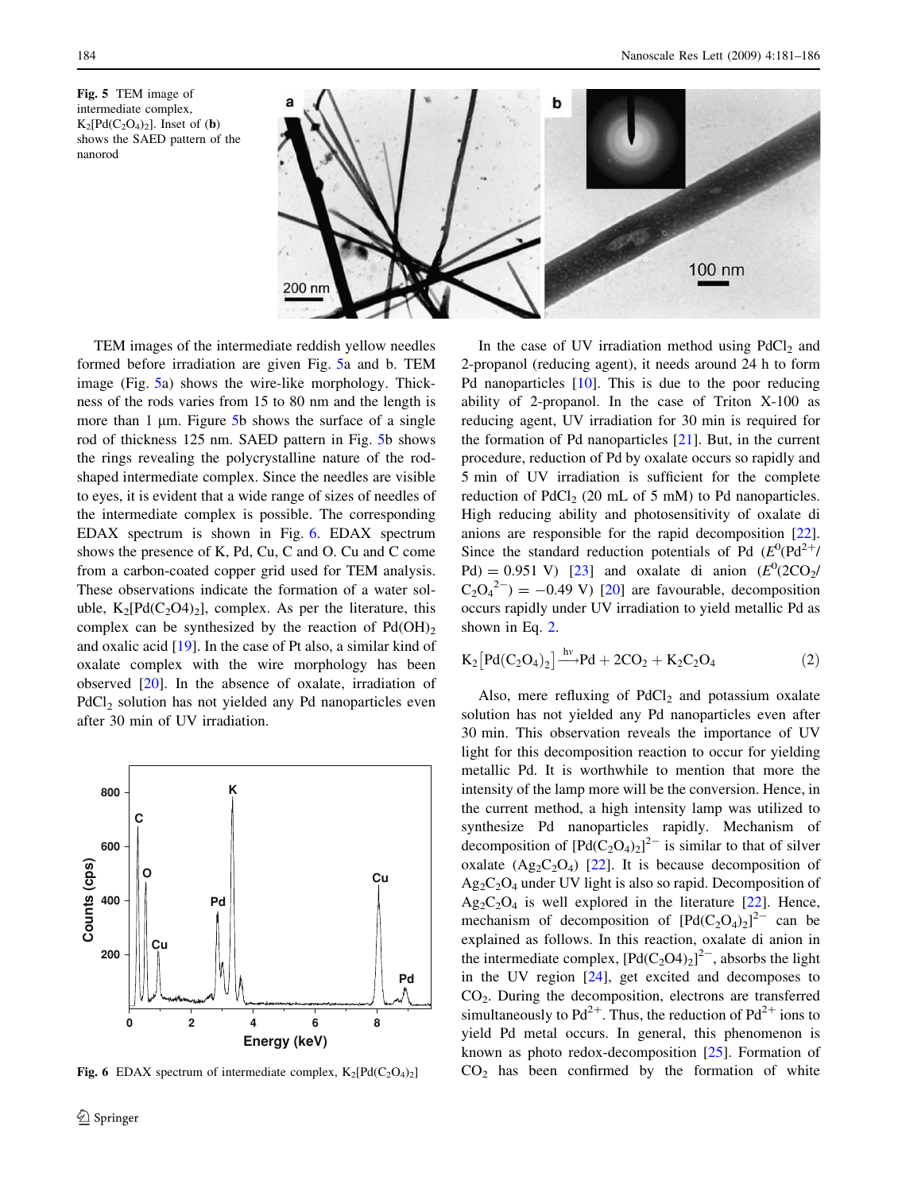Fig. 5 TEM image of intermediate complex, $K_2[Pd(C_2O_4)_2]$. Inset of (**b**) shows the SAED pattern of the nanorod

TEM images of the intermediate reddish yellow needles formed before irradiation are given Fig. 5a and b. TEM image (Fig. 5a) shows the wire-like morphology. Thickness of the rods varies from 15 to 80 nm and the length is more than 1 µm. Figure 5b shows the surface of a single rod of thickness 125 nm. SAED pattern in Fig. 5b shows the rings revealing the polycrystalline nature of the rod-shaped intermediate complex. Since the needles are visible to eyes, it is evident that a wide range of sizes of needles of the intermediate complex is possible. The corresponding EDAX spectrum is shown in Fig. 6. EDAX spectrum shows the presence of K, Pd, Cu, C and O. Cu and C come from a carbon-coated copper grid used for TEM analysis. These observations indicate the formation of a water soluble, $K_2[Pd(C_2O4)_2]$, complex. As per the literature, this complex can be synthesized by the reaction of $Pd(OH)_2$ and oxalic acid [19]. In the case of Pt also, a similar kind of oxalate complex with the wire morphology has been observed [20]. In the absence of oxalate, irradiation of $PdCl_2$ solution has not yielded any Pd nanoparticles even after 30 min of UV irradiation.

Fig. 6 EDAX spectrum of intermediate complex, $K_2[Pd(C_2O_4)_2]$

In the case of UV irradiation method using $PdCl_2$ and 2-propanol (reducing agent), it needs around 24 h to form Pd nanoparticles [10]. This is due to the poor reducing ability of 2-propanol. In the case of Triton X-100 as reducing agent, UV irradiation for 30 min is required for the formation of Pd nanoparticles [21]. But, in the current procedure, reduction of Pd by oxalate occurs so rapidly and 5 min of UV irradiation is sufficient for the complete reduction of $PdCl_2$ (20 mL of 5 mM) to Pd nanoparticles. High reducing ability and photosensitivity of oxalate di anions are responsible for the rapid decomposition [22]. Since the standard reduction potentials of Pd ($E^0(Pd^{2+}/Pd) = 0.951$ V) [23] and oxalate di anion ($E^0(2CO_2/C_2O_4^{2-}) = -0.49$ V) [20] are favourable, decomposition occurs rapidly under UV irradiation to yield metallic Pd as shown in Eq. 2.

$$K_2\left[Pd(C_2O_4)_2\right] \xrightarrow{h\nu} Pd + 2CO_2 + K_2C_2O_4 \qquad (2)$$

Also, mere refluxing of $PdCl_2$ and potassium oxalate solution has not yielded any Pd nanoparticles even after 30 min. This observation reveals the importance of UV light for this decomposition reaction to occur for yielding metallic Pd. It is worthwhile to mention that more the intensity of the lamp more will be the conversion. Hence, in the current method, a high intensity lamp was utilized to synthesize Pd nanoparticles rapidly. Mechanism of decomposition of $[Pd(C_2O_4)_2]^{2-}$ is similar to that of silver oxalate ($Ag_2C_2O_4$) [22]. It is because decomposition of $Ag_2C_2O_4$ under UV light is also so rapid. Decomposition of $Ag_2C_2O_4$ is well explored in the literature [22]. Hence, mechanism of decomposition of $[Pd(C_2O_4)_2]^{2-}$ can be explained as follows. In this reaction, oxalate di anion in the intermediate complex, $[Pd(C_2O4)_2]^{2-}$, absorbs the light in the UV region [24], get excited and decomposes to $CO_2$. During the decomposition, electrons are transferred simultaneously to $Pd^{2+}$. Thus, the reduction of $Pd^{2+}$ ions to yield Pd metal occurs. In general, this phenomenon is known as photo redox-decomposition [25]. Formation of $CO_2$ has been confirmed by the formation of white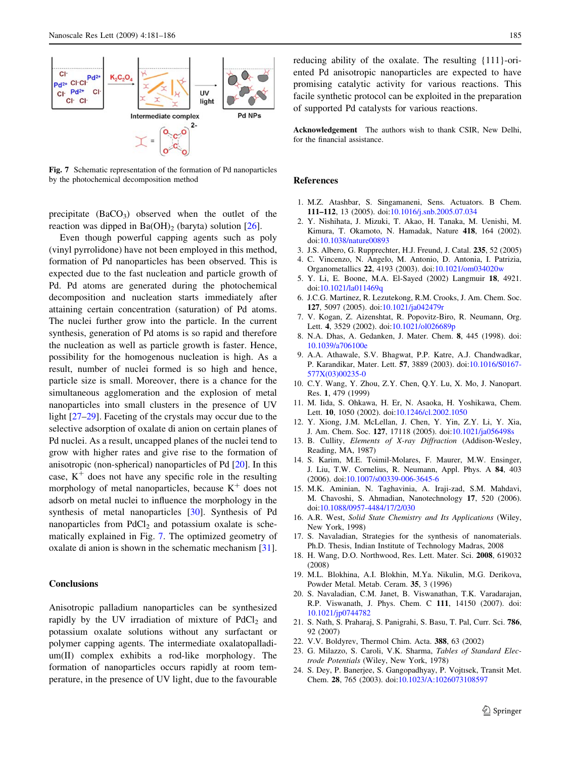Fig. 7 Schematic representation of the formation of Pd nanoparticles by the photochemical decomposition method

precipitate ($BaCO_3$) observed when the outlet of the reaction was dipped in $Ba(OH)_2$ (baryta) solution [26].

Even though powerful capping agents such as poly (vinyl pyrrolidone) have not been employed in this method, formation of Pd nanoparticles has been observed. This is expected due to the fast nucleation and particle growth of Pd. Pd atoms are generated during the photochemical decomposition and nucleation starts immediately after attaining certain concentration (saturation) of Pd atoms. The nuclei further grow into the particle. In the current synthesis, generation of Pd atoms is so rapid and therefore the nucleation as well as particle growth is faster. Hence, possibility for the homogenous nucleation is high. As a result, number of nuclei formed is so high and hence, particle size is small. Moreover, there is a chance for the simultaneous agglomeration and the explosion of metal nanoparticles into small clusters in the presence of UV light [27–29]. Faceting of the crystals may occur due to the selective adsorption of oxalate di anion on certain planes of Pd nuclei. As a result, uncapped planes of the nuclei tend to grow with higher rates and give rise to the formation of anisotropic (non-spherical) nanoparticles of Pd [20]. In this case, $K^+$ does not have any specific role in the resulting morphology of metal nanoparticles, because $K^+$ does not adsorb on metal nuclei to influence the morphology in the synthesis of metal nanoparticles [30]. Synthesis of Pd nanoparticles from $PdCl_2$ and potassium oxalate is schematically explained in Fig. 7. The optimized geometry of oxalate di anion is shown in the schematic mechanism [31].

## Conclusions

Anisotropic palladium nanoparticles can be synthesized rapidly by the UV irradiation of mixture of $PdCl_2$ and potassium oxalate solutions without any surfactant or polymer capping agents. The intermediate oxalatopalladium(II) complex exhibits a rod-like morphology. The formation of nanoparticles occurs rapidly at room temperature, in the presence of UV light, due to the favourable reducing ability of the oxalate. The resulting {111}-oriented Pd anisotropic nanoparticles are expected to have promising catalytic activity for various reactions. This facile synthetic protocol can be exploited in the preparation of supported Pd catalysts for various reactions.

**Acknowledgement** The authors wish to thank CSIR, New Delhi, for the financial assistance.

## References

1. M.Z. Atashbar, S. Singamaneni, Sens. Actuators. B Chem. **111–112**, 13 (2005). doi:10.1016/j.snb.2005.07.034
2. Y. Nishihata, J. Mizuki, T. Akao, H. Tanaka, M. Uenishi, M. Kimura, T. Okamoto, N. Hamadak, Nature **418**, 164 (2002). doi:10.1038/nature00893
3. J.S. Albero, G. Rupprechter, H.J. Freund, J. Catal. **235**, 52 (2005)
4. C. Vincenzo, N. Angelo, M. Antonio, D. Antonia, I. Patrizia, Organometallics **22**, 4193 (2003). doi:10.1021/om034020w
5. Y. Li, E. Boone, M.A. El-Sayed (2002) Langmuir **18**, 4921. doi:10.1021/la011469q
6. J.C.G. Martinez, R. Lezutekong, R.M. Crooks, J. Am. Chem. Soc. **127**, 5097 (2005). doi:10.1021/ja042479r
7. V. Kogan, Z. Aizenshtat, R. Popovitz-Biro, R. Neumann, Org. Lett. **4**, 3529 (2002). doi:10.1021/ol026689p
8. N.A. Dhas, A. Gedanken, J. Mater. Chem. **8**, 445 (1998). doi:10.1039/a706100e
9. A.A. Athawale, S.V. Bhagwat, P.P. Katre, A.J. Chandwadkar, P. Karandikar, Mater. Lett. **57**, 3889 (2003). doi:10.1016/S0167-577X(03)00235-0
10. C.Y. Wang, Y. Zhou, Z.Y. Chen, Q.Y. Lu, X. Mo, J. Nanopart. Res. **1**, 479 (1999)
11. M. Iida, S. Ohkawa, H. Er, N. Asaoka, H. Yoshikawa, Chem. Lett. **10**, 1050 (2002). doi:10.1246/cl.2002.1050
12. Y. Xiong, J.M. McLellan, J. Chen, Y. Yin, Z.Y. Li, Y. Xia, J. Am. Chem. Soc. **127**, 17118 (2005). doi:10.1021/ja056498s
13. B. Cullity, *Elements of X-ray Diffraction* (Addison-Wesley, Reading, MA, 1987)
14. S. Karim, M.E. Toimil-Molares, F. Maurer, M.W. Ensinger, J. Liu, T.W. Cornelius, R. Neumann, Appl. Phys. A **84**, 403 (2006). doi:10.1007/s00339-006-3645-6
15. M.K. Aminian, N. Taghavinia, A. Iraji-zad, S.M. Mahdavi, M. Chavoshi, S. Ahmadian, Nanotechnology **17**, 520 (2006). doi:10.1088/0957-4484/17/2/030
16. A.R. West, *Solid State Chemistry and Its Applications* (Wiley, New York, 1998)
17. S. Navaladian, Strategies for the synthesis of nanomaterials. Ph.D. Thesis, Indian Institute of Technology Madras, 2008
18. H. Wang, D.O. Northwood, Res. Lett. Mater. Sci. **2008**, 619032 (2008)
19. M.L. Blokhina, A.I. Blokhin, M.Ya. Nikulin, M.G. Derikova, Powder Metal. Metab. Ceram. **35**, 3 (1996)
20. S. Navaladian, C.M. Janet, B. Viswanathan, T.K. Varadarajan, R.P. Viswanath, J. Phys. Chem. C **111**, 14150 (2007). doi:10.1021/jp0744782
21. S. Nath, S. Praharaj, S. Panigrahi, S. Basu, T. Pal, Curr. Sci. **786**, 92 (2007)
22. V.V. Boldyrev, Thermol Chim. Acta. **388**, 63 (2002)
23. G. Milazzo, S. Caroli, V.K. Sharma, *Tables of Standard Electrode Potentials* (Wiley, New York, 1978)
24. S. Dey, P. Banerjee, S. Gangopadhyay, P. Vojtısek, Transit Met. Chem. **28**, 765 (2003). doi:10.1023/A:1026073108597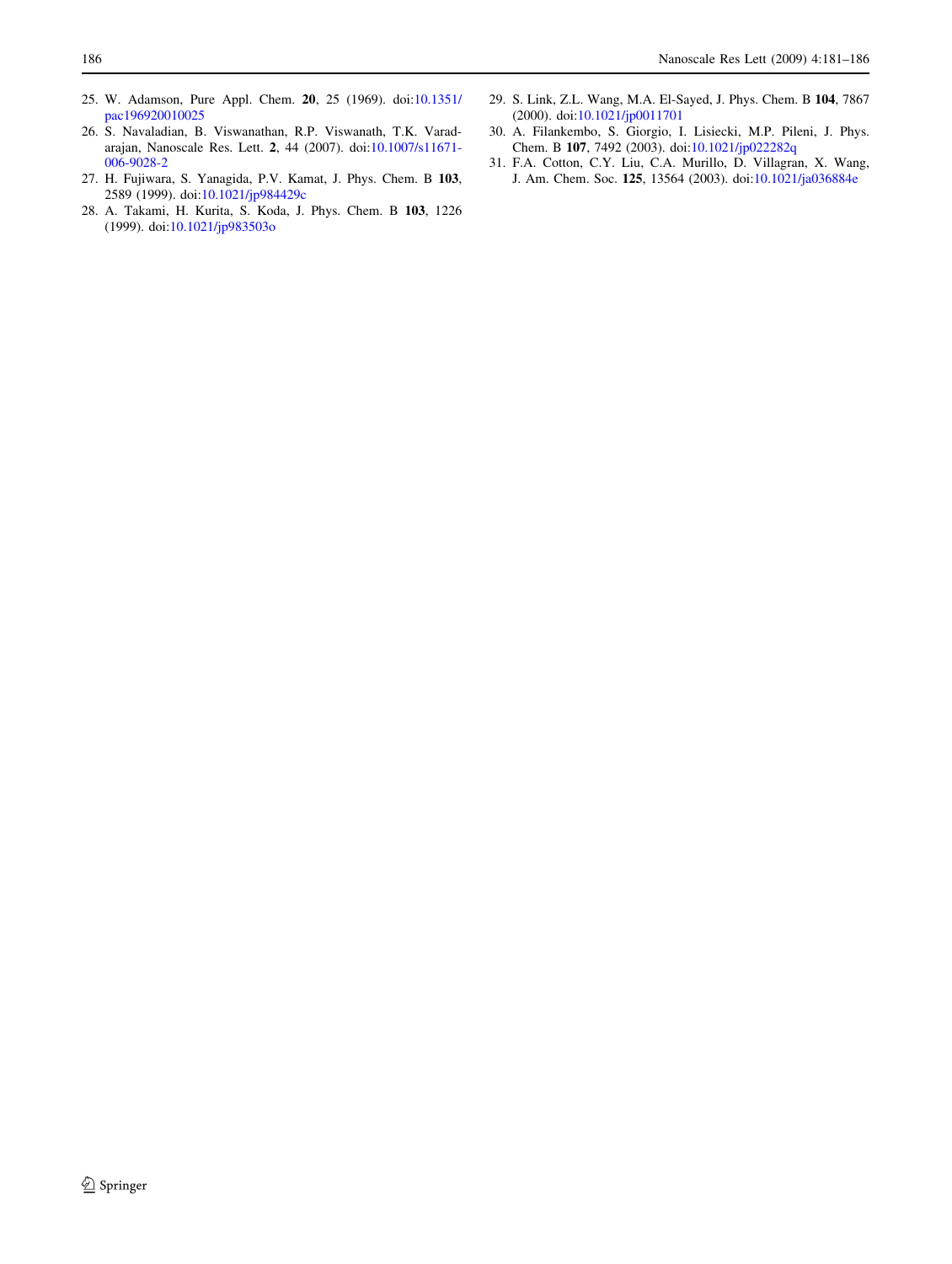25. W. Adamson, Pure Appl. Chem. **20**, 25 (1969). doi:10.1351/pac196920010025
26. S. Navaladian, B. Viswanathan, R.P. Viswanath, T.K. Varadarajan, Nanoscale Res. Lett. **2**, 44 (2007). doi:10.1007/s11671-006-9028-2
27. H. Fujiwara, S. Yanagida, P.V. Kamat, J. Phys. Chem. B **103**, 2589 (1999). doi:10.1021/jp984429c
28. A. Takami, H. Kurita, S. Koda, J. Phys. Chem. B **103**, 1226 (1999). doi:10.1021/jp983503o
29. S. Link, Z.L. Wang, M.A. El-Sayed, J. Phys. Chem. B **104**, 7867 (2000). doi:10.1021/jp0011701
30. A. Filankembo, S. Giorgio, I. Lisiecki, M.P. Pileni, J. Phys. Chem. B **107**, 7492 (2003). doi:10.1021/jp022282q
31. F.A. Cotton, C.Y. Liu, C.A. Murillo, D. Villagran, X. Wang, J. Am. Chem. Soc. **125**, 13564 (2003). doi:10.1021/ja036884e